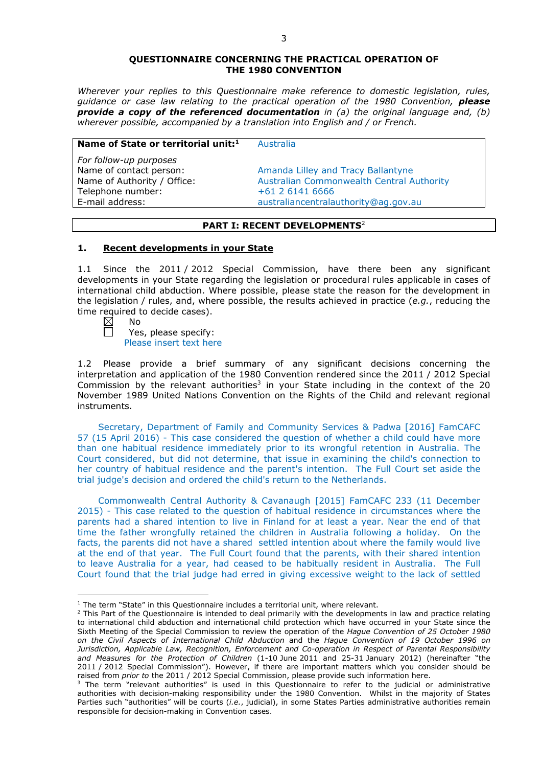# QUESTIONNAIRE CONCERNING THE PRACTICAL OPERATION OF THE 1980 CONVENTION

*Wherever your replies to this Questionnaire make reference to domestic legislation, rules, guidance or case law relating to the practical operation of the 1980 Convention,* ***please provide a copy of the referenced documentation*** *in (a) the original language and, (b) wherever possible, accompanied by a translation into English and / or French.*

| **Name of State or territorial unit:**[1] | Australia |
|---|---|
| *For follow-up purposes* | |
| Name of contact person: | Amanda Lilley and Tracy Ballantyne |
| Name of Authority / Office: | Australian Commonwealth Central Authority |
| Telephone number: | +61 2 6141 6666 |
| E-mail address: | australiancentralauthority@ag.gov.au |

## PART I: RECENT DEVELOPMENTS[2]

### 1. Recent developments in your State

1.1 Since the 2011 / 2012 Special Commission, have there been any significant developments in your State regarding the legislation or procedural rules applicable in cases of international child abduction. Where possible, please state the reason for the development in the legislation / rules, and, where possible, the results achieved in practice (*e.g.*, reducing the time required to decide cases).

☒ No
☐ Yes, please specify:
Please insert text here

1.2 Please provide a brief summary of any significant decisions concerning the interpretation and application of the 1980 Convention rendered since the 2011 / 2012 Special Commission by the relevant authorities[3] in your State including in the context of the 20 November 1989 United Nations Convention on the Rights of the Child and relevant regional instruments.

Secretary, Department of Family and Community Services & Padwa [2016] FamCAFC 57 (15 April 2016) - This case considered the question of whether a child could have more than one habitual residence immediately prior to its wrongful retention in Australia. The Court considered, but did not determine, that issue in examining the child's connection to her country of habitual residence and the parent's intention. The Full Court set aside the trial judge's decision and ordered the child's return to the Netherlands.

Commonwealth Central Authority & Cavanaugh [2015] FamCAFC 233 (11 December 2015) - This case related to the question of habitual residence in circumstances where the parents had a shared intention to live in Finland for at least a year. Near the end of that time the father wrongfully retained the children in Australia following a holiday. On the facts, the parents did not have a shared settled intention about where the family would live at the end of that year. The Full Court found that the parents, with their shared intention to leave Australia for a year, had ceased to be habitually resident in Australia. The Full Court found that the trial judge had erred in giving excessive weight to the lack of settled

---

[1] The term "State" in this Questionnaire includes a territorial unit, where relevant.

[2] This Part of the Questionnaire is intended to deal primarily with the developments in law and practice relating to international child abduction and international child protection which have occurred in your State since the Sixth Meeting of the Special Commission to review the operation of the *Hague Convention of 25 October 1980 on the Civil Aspects of International Child Abduction* and the *Hague Convention of 19 October 1996 on Jurisdiction, Applicable Law, Recognition, Enforcement and Co-operation in Respect of Parental Responsibility and Measures for the Protection of Children* (1-10 June 2011 and 25-31 January 2012) (hereinafter "the 2011 / 2012 Special Commission"). However, if there are important matters which you consider should be raised from *prior to* the 2011 / 2012 Special Commission, please provide such information here.

[3] The term "relevant authorities" is used in this Questionnaire to refer to the judicial or administrative authorities with decision-making responsibility under the 1980 Convention. Whilst in the majority of States Parties such "authorities" will be courts (*i.e.*, judicial), in some States Parties administrative authorities remain responsible for decision-making in Convention cases.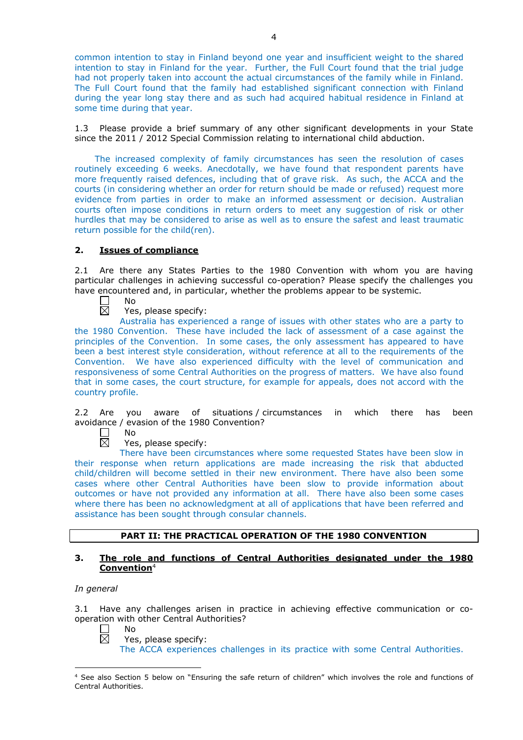common intention to stay in Finland beyond one year and insufficient weight to the shared intention to stay in Finland for the year. Further, the Full Court found that the trial judge had not properly taken into account the actual circumstances of the family while in Finland. The Full Court found that the family had established significant connection with Finland during the year long stay there and as such had acquired habitual residence in Finland at some time during that year.

1.3 Please provide a brief summary of any other significant developments in your State since the 2011 / 2012 Special Commission relating to international child abduction.

The increased complexity of family circumstances has seen the resolution of cases routinely exceeding 6 weeks. Anecdotally, we have found that respondent parents have more frequently raised defences, including that of grave risk. As such, the ACCA and the courts (in considering whether an order for return should be made or refused) request more evidence from parties in order to make an informed assessment or decision. Australian courts often impose conditions in return orders to meet any suggestion of risk or other hurdles that may be considered to arise as well as to ensure the safest and least traumatic return possible for the child(ren).

## 2. Issues of compliance

2.1 Are there any States Parties to the 1980 Convention with whom you are having particular challenges in achieving successful co-operation? Please specify the challenges you have encountered and, in particular, whether the problems appear to be systemic.

☐ No
☒ Yes, please specify:
Australia has experienced a range of issues with other states who are a party to the 1980 Convention. These have included the lack of assessment of a case against the principles of the Convention. In some cases, the only assessment has appeared to have been a best interest style consideration, without reference at all to the requirements of the Convention. We have also experienced difficulty with the level of communication and responsiveness of some Central Authorities on the progress of matters. We have also found that in some cases, the court structure, for example for appeals, does not accord with the country profile.

2.2 Are you aware of situations / circumstances in which there has been avoidance / evasion of the 1980 Convention?

☐ No
☒ Yes, please specify:
There have been circumstances where some requested States have been slow in their response when return applications are made increasing the risk that abducted child/children will become settled in their new environment. There have also been some cases where other Central Authorities have been slow to provide information about outcomes or have not provided any information at all. There have also been some cases where there has been no acknowledgment at all of applications that have been referred and assistance has been sought through consular channels.

# PART II: THE PRACTICAL OPERATION OF THE 1980 CONVENTION

## 3. The role and functions of Central Authorities designated under the 1980 Convention[4]

*In general*

3.1 Have any challenges arisen in practice in achieving effective communication or co-operation with other Central Authorities?

☐ No
☒ Yes, please specify:
The ACCA experiences challenges in its practice with some Central Authorities.

[4] See also Section 5 below on "Ensuring the safe return of children" which involves the role and functions of Central Authorities.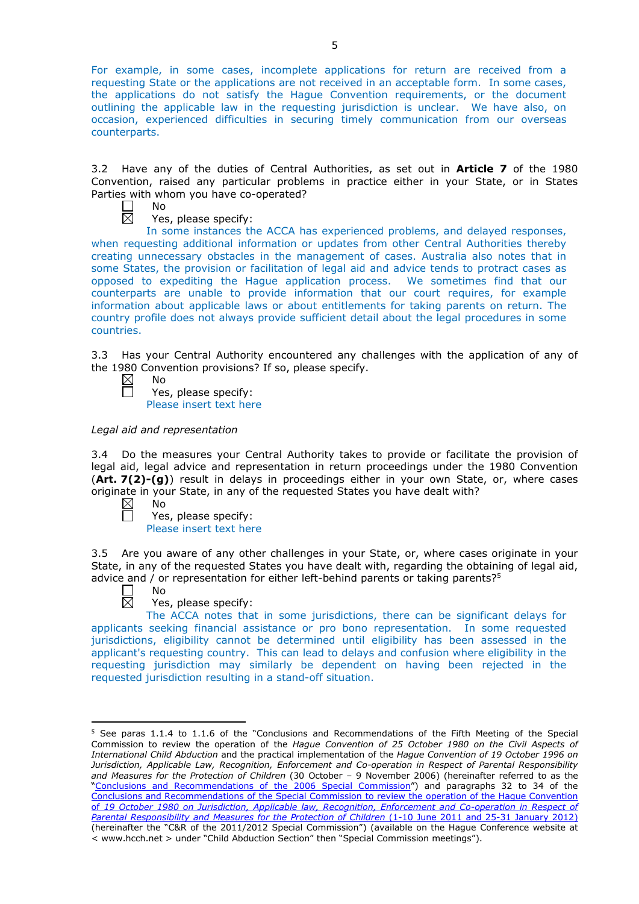For example, in some cases, incomplete applications for return are received from a requesting State or the applications are not received in an acceptable form. In some cases, the applications do not satisfy the Hague Convention requirements, or the document outlining the applicable law in the requesting jurisdiction is unclear. We have also, on occasion, experienced difficulties in securing timely communication from our overseas counterparts.

3.2 Have any of the duties of Central Authorities, as set out in **Article 7** of the 1980 Convention, raised any particular problems in practice either in your State, or in States Parties with whom you have co-operated?

☐ No
☒ Yes, please specify:
In some instances the ACCA has experienced problems, and delayed responses, when requesting additional information or updates from other Central Authorities thereby creating unnecessary obstacles in the management of cases. Australia also notes that in some States, the provision or facilitation of legal aid and advice tends to protract cases as opposed to expediting the Hague application process. We sometimes find that our counterparts are unable to provide information that our court requires, for example information about applicable laws or about entitlements for taking parents on return. The country profile does not always provide sufficient detail about the legal procedures in some countries.

3.3 Has your Central Authority encountered any challenges with the application of any of the 1980 Convention provisions? If so, please specify.

☒ No
☐ Yes, please specify:
Please insert text here

*Legal aid and representation*

3.4 Do the measures your Central Authority takes to provide or facilitate the provision of legal aid, legal advice and representation in return proceedings under the 1980 Convention (**Art. 7(2)-(g)**) result in delays in proceedings either in your own State, or, where cases originate in your State, in any of the requested States you have dealt with?

☒ No
☐ Yes, please specify:
Please insert text here

3.5 Are you aware of any other challenges in your State, or, where cases originate in your State, in any of the requested States you have dealt with, regarding the obtaining of legal aid, advice and / or representation for either left-behind parents or taking parents?[5]

☐ No
☒ Yes, please specify:
The ACCA notes that in some jurisdictions, there can be significant delays for applicants seeking financial assistance or pro bono representation. In some requested jurisdictions, eligibility cannot be determined until eligibility has been assessed in the applicant's requesting country. This can lead to delays and confusion where eligibility in the requesting jurisdiction may similarly be dependent on having been rejected in the requested jurisdiction resulting in a stand-off situation.

---

[5] See paras 1.1.4 to 1.1.6 of the "Conclusions and Recommendations of the Fifth Meeting of the Special Commission to review the operation of the *Hague Convention of 25 October 1980 on the Civil Aspects of International Child Abduction* and the practical implementation of the *Hague Convention of 19 October 1996 on Jurisdiction, Applicable Law, Recognition, Enforcement and Co-operation in Respect of Parental Responsibility and Measures for the Protection of Children* (30 October – 9 November 2006) (hereinafter referred to as the "Conclusions and Recommendations of the 2006 Special Commission") and paragraphs 32 to 34 of the Conclusions and Recommendations of the Special Commission to review the operation of the Hague Convention of 19 October 1980 on Jurisdiction, Applicable law, Recognition, Enforcement and Co-operation in Respect of Parental Responsibility and Measures for the Protection of Children (1-10 June 2011 and 25-31 January 2012) (hereinafter the "C&R of the 2011/2012 Special Commission") (available on the Hague Conference website at < www.hcch.net > under "Child Abduction Section" then "Special Commission meetings").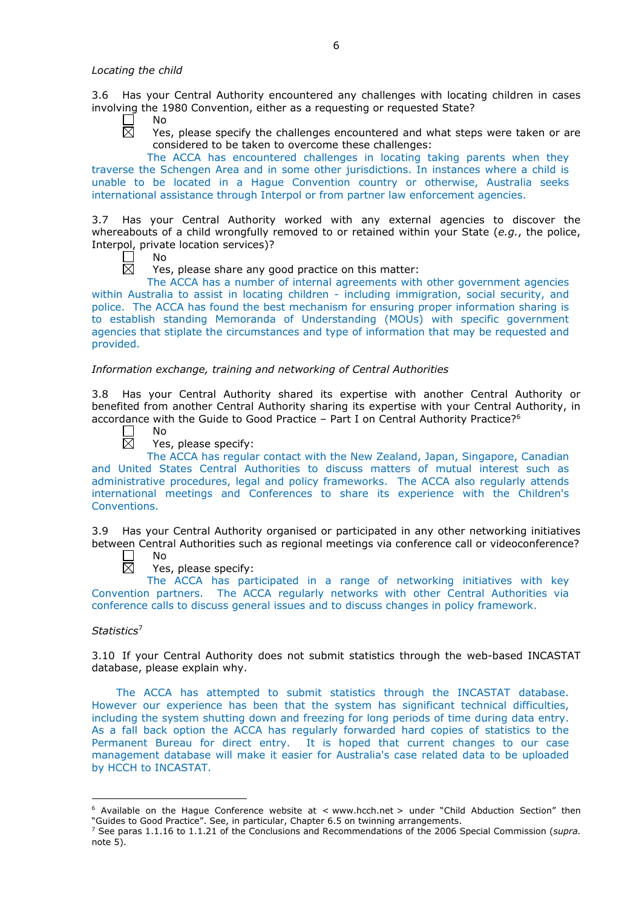*Locating the child*

3.6 Has your Central Authority encountered any challenges with locating children in cases involving the 1980 Convention, either as a requesting or requested State?

☐ No

☒ Yes, please specify the challenges encountered and what steps were taken or are considered to be taken to overcome these challenges:

The ACCA has encountered challenges in locating taking parents when they traverse the Schengen Area and in some other jurisdictions. In instances where a child is unable to be located in a Hague Convention country or otherwise, Australia seeks international assistance through Interpol or from partner law enforcement agencies.

3.7 Has your Central Authority worked with any external agencies to discover the whereabouts of a child wrongfully removed to or retained within your State (*e.g.*, the police, Interpol, private location services)?

☐ No

☒ Yes, please share any good practice on this matter:

The ACCA has a number of internal agreements with other government agencies within Australia to assist in locating children - including immigration, social security, and police. The ACCA has found the best mechanism for ensuring proper information sharing is to establish standing Memoranda of Understanding (MOUs) with specific government agencies that stiplate the circumstances and type of information that may be requested and provided.

*Information exchange, training and networking of Central Authorities*

3.8 Has your Central Authority shared its expertise with another Central Authority or benefited from another Central Authority sharing its expertise with your Central Authority, in accordance with the Guide to Good Practice – Part I on Central Authority Practice?[6]

☐ No

☒ Yes, please specify:

The ACCA has regular contact with the New Zealand, Japan, Singapore, Canadian and United States Central Authorities to discuss matters of mutual interest such as administrative procedures, legal and policy frameworks. The ACCA also regularly attends international meetings and Conferences to share its experience with the Children's Conventions.

3.9 Has your Central Authority organised or participated in any other networking initiatives between Central Authorities such as regional meetings via conference call or videoconference?

☐ No

☒ Yes, please specify:

The ACCA has participated in a range of networking initiatives with key Convention partners. The ACCA regularly networks with other Central Authorities via conference calls to discuss general issues and to discuss changes in policy framework.

*Statistics*[7]

3.10 If your Central Authority does not submit statistics through the web-based INCASTAT database, please explain why.

The ACCA has attempted to submit statistics through the INCASTAT database. However our experience has been that the system has significant technical difficulties, including the system shutting down and freezing for long periods of time during data entry. As a fall back option the ACCA has regularly forwarded hard copies of statistics to the Permanent Bureau for direct entry. It is hoped that current changes to our case management database will make it easier for Australia's case related data to be uploaded by HCCH to INCASTAT.

---

[6] Available on the Hague Conference website at < www.hcch.net > under "Child Abduction Section" then "Guides to Good Practice". See, in particular, Chapter 6.5 on twinning arrangements.

[7] See paras 1.1.16 to 1.1.21 of the Conclusions and Recommendations of the 2006 Special Commission (*supra.* note 5).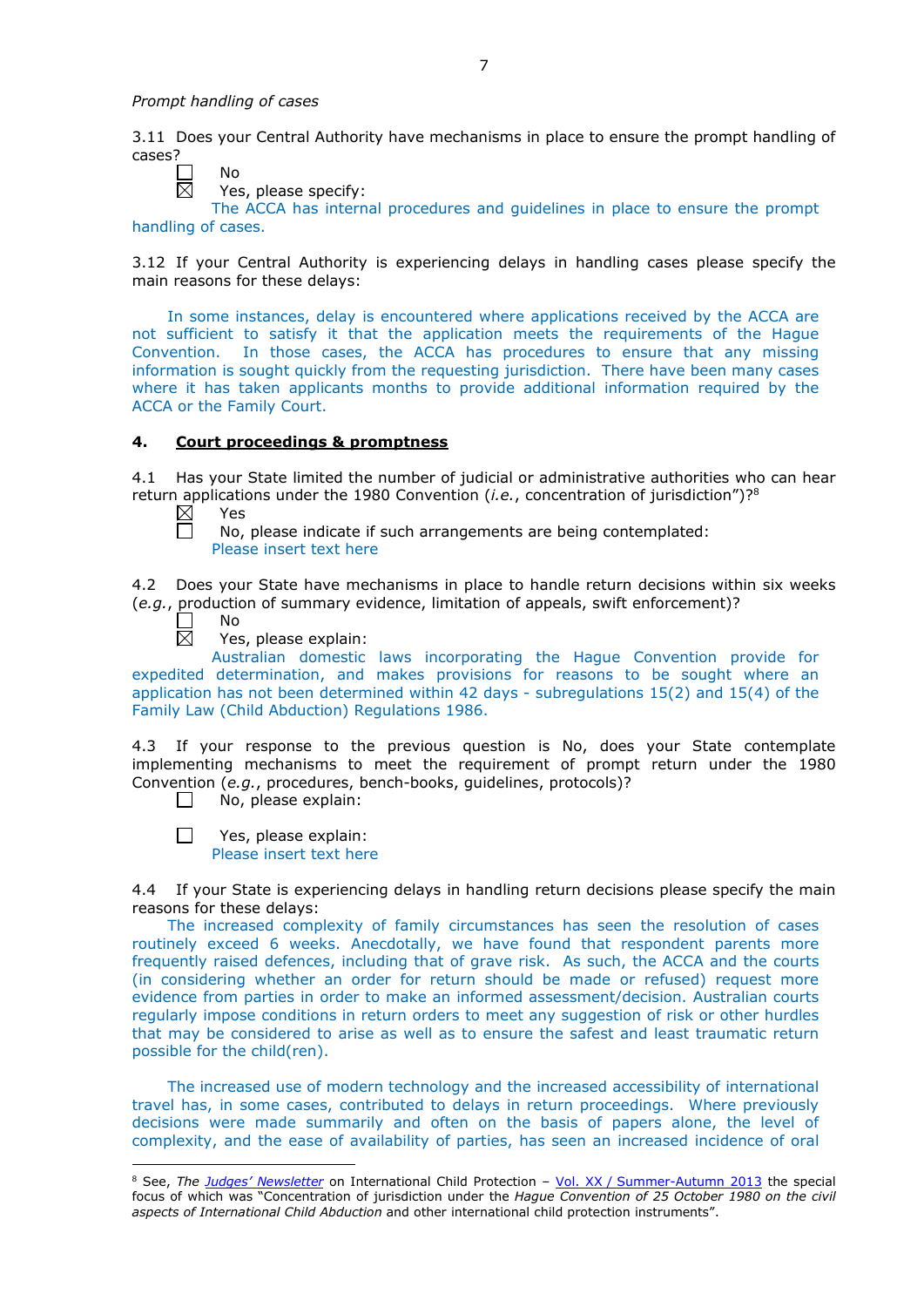*Prompt handling of cases*

3.11 Does your Central Authority have mechanisms in place to ensure the prompt handling of cases?

☐ No
☒ Yes, please specify:
The ACCA has internal procedures and guidelines in place to ensure the prompt handling of cases.

3.12 If your Central Authority is experiencing delays in handling cases please specify the main reasons for these delays:

In some instances, delay is encountered where applications received by the ACCA are not sufficient to satisfy it that the application meets the requirements of the Hague Convention. In those cases, the ACCA has procedures to ensure that any missing information is sought quickly from the requesting jurisdiction. There have been many cases where it has taken applicants months to provide additional information required by the ACCA or the Family Court.

## 4. Court proceedings & promptness

4.1 Has your State limited the number of judicial or administrative authorities who can hear return applications under the 1980 Convention (*i.e.*, concentration of jurisdiction")?[8]

☒ Yes
☐ No, please indicate if such arrangements are being contemplated:
Please insert text here

4.2 Does your State have mechanisms in place to handle return decisions within six weeks (*e.g.*, production of summary evidence, limitation of appeals, swift enforcement)?

☐ No
☒ Yes, please explain:
Australian domestic laws incorporating the Hague Convention provide for expedited determination, and makes provisions for reasons to be sought where an application has not been determined within 42 days - subregulations 15(2) and 15(4) of the Family Law (Child Abduction) Regulations 1986.

4.3 If your response to the previous question is No, does your State contemplate implementing mechanisms to meet the requirement of prompt return under the 1980 Convention (*e.g.*, procedures, bench-books, guidelines, protocols)?

☐ No, please explain:

☐ Yes, please explain:
Please insert text here

4.4 If your State is experiencing delays in handling return decisions please specify the main reasons for these delays:

The increased complexity of family circumstances has seen the resolution of cases routinely exceed 6 weeks. Anecdotally, we have found that respondent parents more frequently raised defences, including that of grave risk. As such, the ACCA and the courts (in considering whether an order for return should be made or refused) request more evidence from parties in order to make an informed assessment/decision. Australian courts regularly impose conditions in return orders to meet any suggestion of risk or other hurdles that may be considered to arise as well as to ensure the safest and least traumatic return possible for the child(ren).

The increased use of modern technology and the increased accessibility of international travel has, in some cases, contributed to delays in return proceedings. Where previously decisions were made summarily and often on the basis of papers alone, the level of complexity, and the ease of availability of parties, has seen an increased incidence of oral

---

[8] See, *The Judges' Newsletter* on International Child Protection – Vol. XX / Summer-Autumn 2013 the special focus of which was "Concentration of jurisdiction under the *Hague Convention of 25 October 1980 on the civil aspects of International Child Abduction* and other international child protection instruments".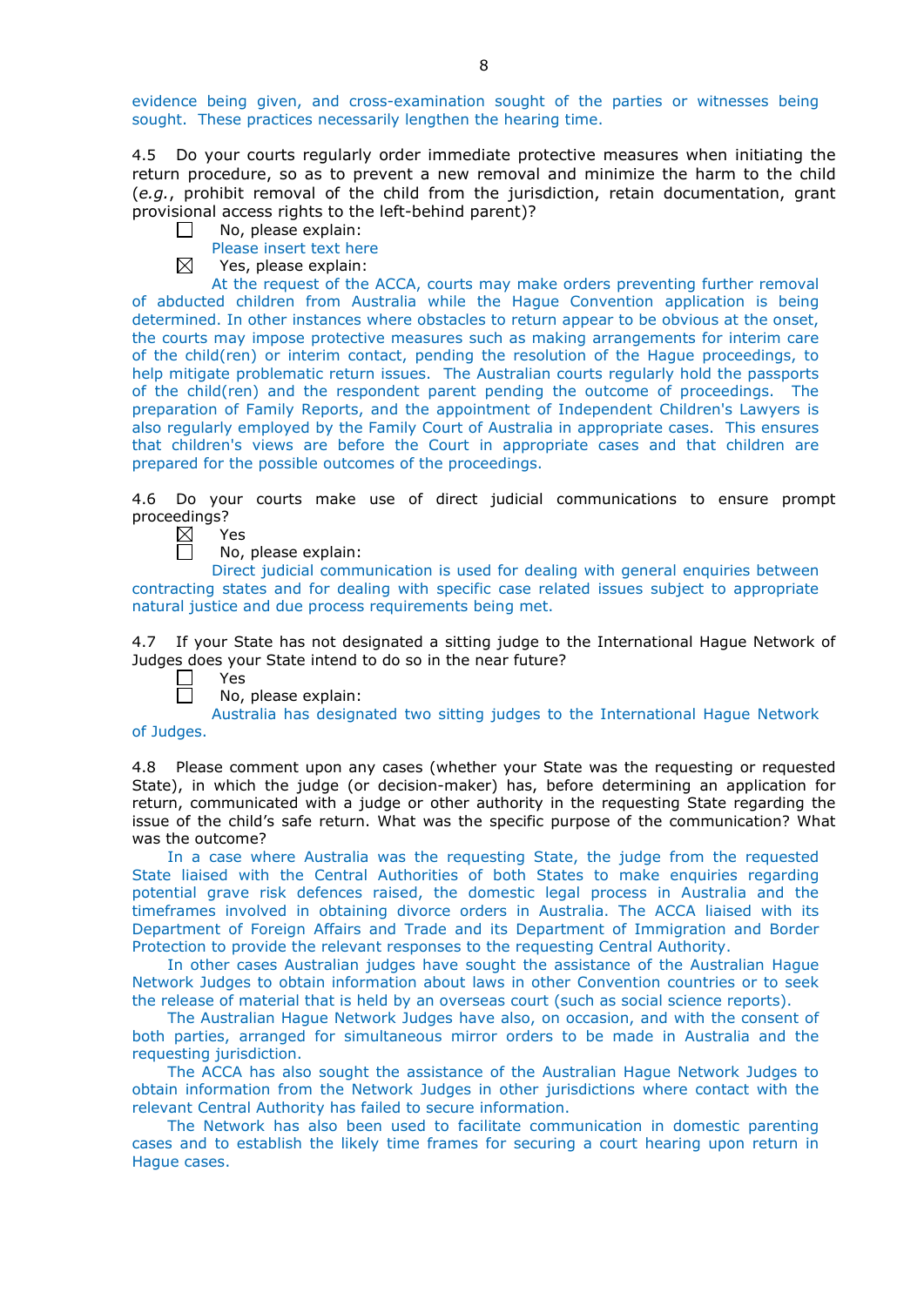evidence being given, and cross-examination sought of the parties or witnesses being sought. These practices necessarily lengthen the hearing time.

4.5 Do your courts regularly order immediate protective measures when initiating the return procedure, so as to prevent a new removal and minimize the harm to the child (*e.g.*, prohibit removal of the child from the jurisdiction, retain documentation, grant provisional access rights to the left-behind parent)?

☐ No, please explain:

Please insert text here

☒ Yes, please explain:

At the request of the ACCA, courts may make orders preventing further removal of abducted children from Australia while the Hague Convention application is being determined. In other instances where obstacles to return appear to be obvious at the onset, the courts may impose protective measures such as making arrangements for interim care of the child(ren) or interim contact, pending the resolution of the Hague proceedings, to help mitigate problematic return issues. The Australian courts regularly hold the passports of the child(ren) and the respondent parent pending the outcome of proceedings. The preparation of Family Reports, and the appointment of Independent Children's Lawyers is also regularly employed by the Family Court of Australia in appropriate cases. This ensures that children's views are before the Court in appropriate cases and that children are prepared for the possible outcomes of the proceedings.

4.6 Do your courts make use of direct judicial communications to ensure prompt proceedings?

☒ Yes

☐ No, please explain:

Direct judicial communication is used for dealing with general enquiries between contracting states and for dealing with specific case related issues subject to appropriate natural justice and due process requirements being met.

4.7 If your State has not designated a sitting judge to the International Hague Network of Judges does your State intend to do so in the near future?

☐ Yes

☐ No, please explain:

Australia has designated two sitting judges to the International Hague Network of Judges.

4.8 Please comment upon any cases (whether your State was the requesting or requested State), in which the judge (or decision-maker) has, before determining an application for return, communicated with a judge or other authority in the requesting State regarding the issue of the child's safe return. What was the specific purpose of the communication? What was the outcome?

In a case where Australia was the requesting State, the judge from the requested State liaised with the Central Authorities of both States to make enquiries regarding potential grave risk defences raised, the domestic legal process in Australia and the timeframes involved in obtaining divorce orders in Australia. The ACCA liaised with its Department of Foreign Affairs and Trade and its Department of Immigration and Border Protection to provide the relevant responses to the requesting Central Authority.

In other cases Australian judges have sought the assistance of the Australian Hague Network Judges to obtain information about laws in other Convention countries or to seek the release of material that is held by an overseas court (such as social science reports).

The Australian Hague Network Judges have also, on occasion, and with the consent of both parties, arranged for simultaneous mirror orders to be made in Australia and the requesting jurisdiction.

The ACCA has also sought the assistance of the Australian Hague Network Judges to obtain information from the Network Judges in other jurisdictions where contact with the relevant Central Authority has failed to secure information.

The Network has also been used to facilitate communication in domestic parenting cases and to establish the likely time frames for securing a court hearing upon return in Hague cases.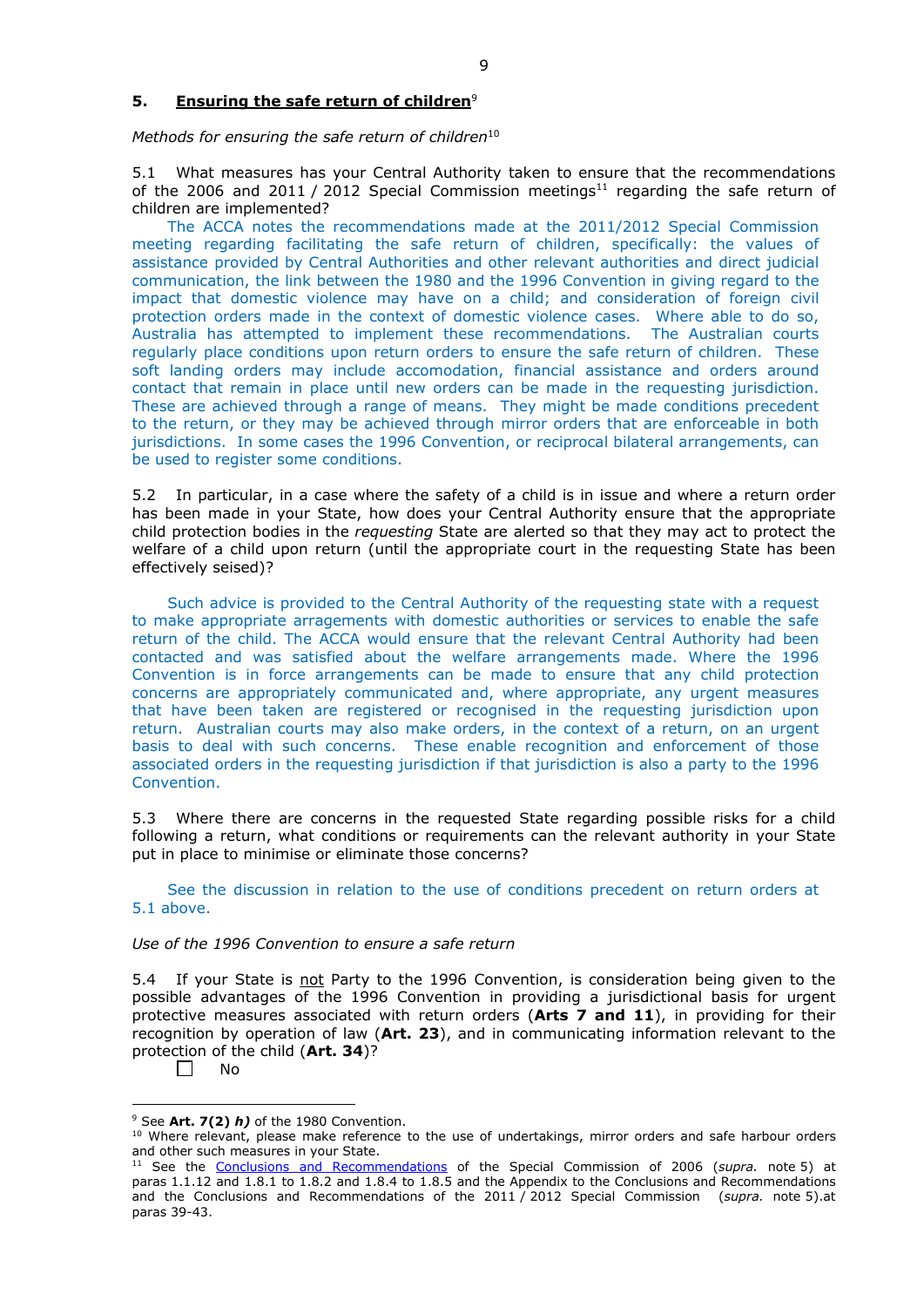## 5. **Ensuring the safe return of children**[9]

*Methods for ensuring the safe return of children*[10]

5.1 What measures has your Central Authority taken to ensure that the recommendations of the 2006 and 2011 / 2012 Special Commission meetings[11] regarding the safe return of children are implemented?

The ACCA notes the recommendations made at the 2011/2012 Special Commission meeting regarding facilitating the safe return of children, specifically: the values of assistance provided by Central Authorities and other relevant authorities and direct judicial communication, the link between the 1980 and the 1996 Convention in giving regard to the impact that domestic violence may have on a child; and consideration of foreign civil protection orders made in the context of domestic violence cases. Where able to do so, Australia has attempted to implement these recommendations. The Australian courts regularly place conditions upon return orders to ensure the safe return of children. These soft landing orders may include accomodation, financial assistance and orders around contact that remain in place until new orders can be made in the requesting jurisdiction. These are achieved through a range of means. They might be made conditions precedent to the return, or they may be achieved through mirror orders that are enforceable in both jurisdictions. In some cases the 1996 Convention, or reciprocal bilateral arrangements, can be used to register some conditions.

5.2 In particular, in a case where the safety of a child is in issue and where a return order has been made in your State, how does your Central Authority ensure that the appropriate child protection bodies in the *requesting* State are alerted so that they may act to protect the welfare of a child upon return (until the appropriate court in the requesting State has been effectively seised)?

Such advice is provided to the Central Authority of the requesting state with a request to make appropriate arragements with domestic authorities or services to enable the safe return of the child. The ACCA would ensure that the relevant Central Authority had been contacted and was satisfied about the welfare arrangements made. Where the 1996 Convention is in force arrangements can be made to ensure that any child protection concerns are appropriately communicated and, where appropriate, any urgent measures that have been taken are registered or recognised in the requesting jurisdiction upon return. Australian courts may also make orders, in the context of a return, on an urgent basis to deal with such concerns. These enable recognition and enforcement of those associated orders in the requesting jurisdiction if that jurisdiction is also a party to the 1996 Convention.

5.3 Where there are concerns in the requested State regarding possible risks for a child following a return, what conditions or requirements can the relevant authority in your State put in place to minimise or eliminate those concerns?

See the discussion in relation to the use of conditions precedent on return orders at 5.1 above.

*Use of the 1996 Convention to ensure a safe return*

5.4 If your State is not Party to the 1996 Convention, is consideration being given to the possible advantages of the 1996 Convention in providing a jurisdictional basis for urgent protective measures associated with return orders (**Arts 7 and 11**), in providing for their recognition by operation of law (**Art. 23**), and in communicating information relevant to the protection of the child (**Art. 34**)?

☐ No

---

[9] See **Art. 7(2)** ***h)*** of the 1980 Convention.

[10] Where relevant, please make reference to the use of undertakings, mirror orders and safe harbour orders and other such measures in your State.

[11] See the Conclusions and Recommendations of the Special Commission of 2006 (*supra.* note 5) at paras 1.1.12 and 1.8.1 to 1.8.2 and 1.8.4 to 1.8.5 and the Appendix to the Conclusions and Recommendations and the Conclusions and Recommendations of the 2011 / 2012 Special Commission (*supra.* note 5).at paras 39-43.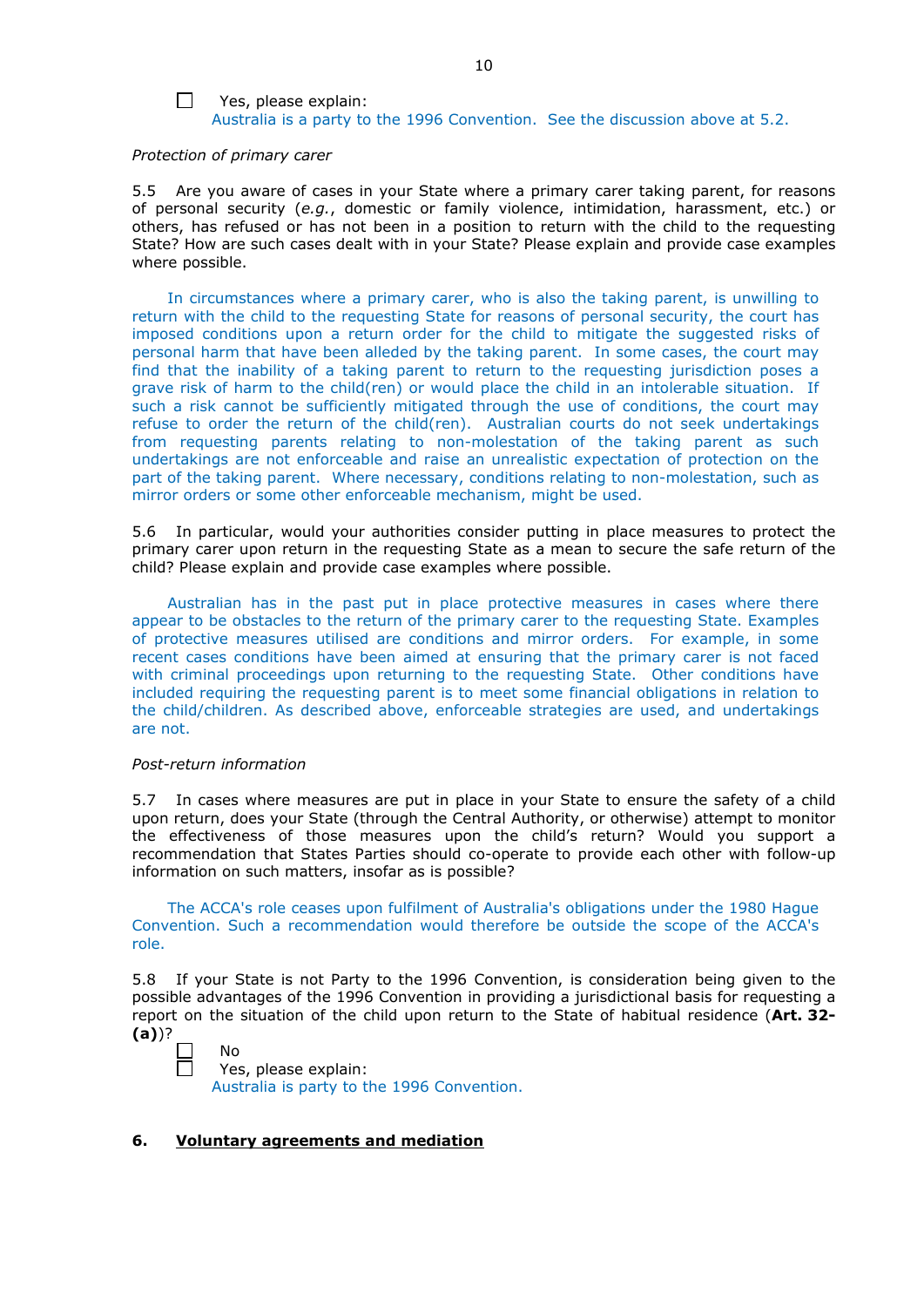☐ Yes, please explain:
Australia is a party to the 1996 Convention. See the discussion above at 5.2.

*Protection of primary carer*

5.5 Are you aware of cases in your State where a primary carer taking parent, for reasons of personal security (*e.g.*, domestic or family violence, intimidation, harassment, etc.) or others, has refused or has not been in a position to return with the child to the requesting State? How are such cases dealt with in your State? Please explain and provide case examples where possible.

In circumstances where a primary carer, who is also the taking parent, is unwilling to return with the child to the requesting State for reasons of personal security, the court has imposed conditions upon a return order for the child to mitigate the suggested risks of personal harm that have been alleded by the taking parent. In some cases, the court may find that the inability of a taking parent to return to the requesting jurisdiction poses a grave risk of harm to the child(ren) or would place the child in an intolerable situation. If such a risk cannot be sufficiently mitigated through the use of conditions, the court may refuse to order the return of the child(ren). Australian courts do not seek undertakings from requesting parents relating to non-molestation of the taking parent as such undertakings are not enforceable and raise an unrealistic expectation of protection on the part of the taking parent. Where necessary, conditions relating to non-molestation, such as mirror orders or some other enforceable mechanism, might be used.

5.6 In particular, would your authorities consider putting in place measures to protect the primary carer upon return in the requesting State as a mean to secure the safe return of the child? Please explain and provide case examples where possible.

Australian has in the past put in place protective measures in cases where there appear to be obstacles to the return of the primary carer to the requesting State. Examples of protective measures utilised are conditions and mirror orders. For example, in some recent cases conditions have been aimed at ensuring that the primary carer is not faced with criminal proceedings upon returning to the requesting State. Other conditions have included requiring the requesting parent is to meet some financial obligations in relation to the child/children. As described above, enforceable strategies are used, and undertakings are not.

*Post-return information*

5.7 In cases where measures are put in place in your State to ensure the safety of a child upon return, does your State (through the Central Authority, or otherwise) attempt to monitor the effectiveness of those measures upon the child's return? Would you support a recommendation that States Parties should co-operate to provide each other with follow-up information on such matters, insofar as is possible?

The ACCA's role ceases upon fulfilment of Australia's obligations under the 1980 Hague Convention. Such a recommendation would therefore be outside the scope of the ACCA's role.

5.8 If your State is not Party to the 1996 Convention, is consideration being given to the possible advantages of the 1996 Convention in providing a jurisdictional basis for requesting a report on the situation of the child upon return to the State of habitual residence (**Art. 32-(a)**)?

☐ No
☐ Yes, please explain:
Australia is party to the 1996 Convention.

## 6. Voluntary agreements and mediation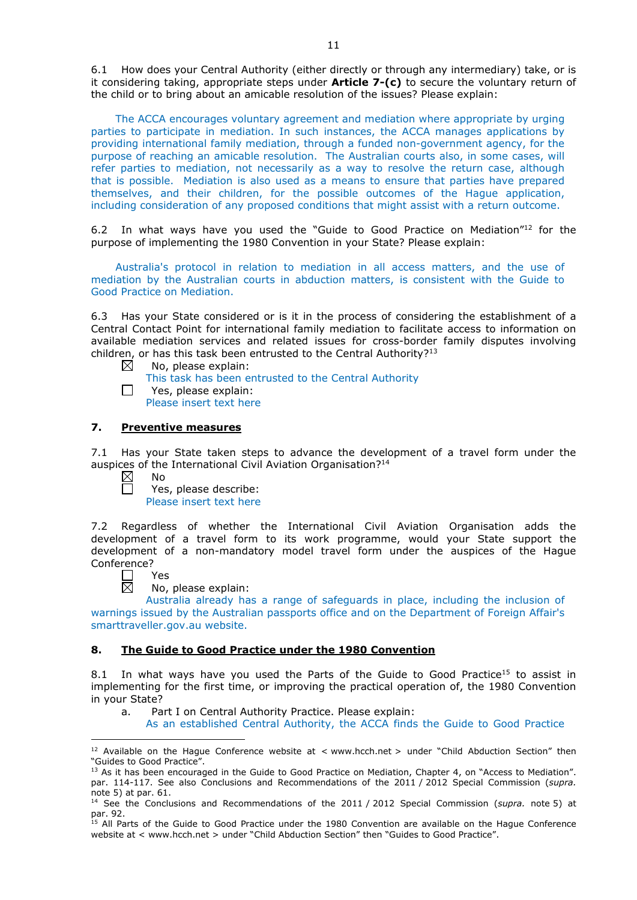6.1 How does your Central Authority (either directly or through any intermediary) take, or is it considering taking, appropriate steps under **Article 7-(c)** to secure the voluntary return of the child or to bring about an amicable resolution of the issues? Please explain:

The ACCA encourages voluntary agreement and mediation where appropriate by urging parties to participate in mediation. In such instances, the ACCA manages applications by providing international family mediation, through a funded non-government agency, for the purpose of reaching an amicable resolution. The Australian courts also, in some cases, will refer parties to mediation, not necessarily as a way to resolve the return case, although that is possible. Mediation is also used as a means to ensure that parties have prepared themselves, and their children, for the possible outcomes of the Hague application, including consideration of any proposed conditions that might assist with a return outcome.

6.2 In what ways have you used the "Guide to Good Practice on Mediation"[12] for the purpose of implementing the 1980 Convention in your State? Please explain:

Australia's protocol in relation to mediation in all access matters, and the use of mediation by the Australian courts in abduction matters, is consistent with the Guide to Good Practice on Mediation.

6.3 Has your State considered or is it in the process of considering the establishment of a Central Contact Point for international family mediation to facilitate access to information on available mediation services and related issues for cross-border family disputes involving children, or has this task been entrusted to the Central Authority?[13]

☒ No, please explain:
This task has been entrusted to the Central Authority

☐ Yes, please explain:
Please insert text here

## 7. Preventive measures

7.1 Has your State taken steps to advance the development of a travel form under the auspices of the International Civil Aviation Organisation?[14]

☒ No

☐ Yes, please describe:
Please insert text here

7.2 Regardless of whether the International Civil Aviation Organisation adds the development of a travel form to its work programme, would your State support the development of a non-mandatory model travel form under the auspices of the Hague Conference?

☐ Yes

☒ No, please explain:
Australia already has a range of safeguards in place, including the inclusion of warnings issued by the Australian passports office and on the Department of Foreign Affair's smarttraveller.gov.au website.

## 8. The Guide to Good Practice under the 1980 Convention

8.1 In what ways have you used the Parts of the Guide to Good Practice[15] to assist in implementing for the first time, or improving the practical operation of, the 1980 Convention in your State?

a. Part I on Central Authority Practice. Please explain:
As an established Central Authority, the ACCA finds the Guide to Good Practice

---

[12] Available on the Hague Conference website at < www.hcch.net > under "Child Abduction Section" then "Guides to Good Practice".

[13] As it has been encouraged in the Guide to Good Practice on Mediation, Chapter 4, on "Access to Mediation". par. 114-117. See also Conclusions and Recommendations of the 2011 / 2012 Special Commission (*supra.* note 5) at par. 61.

[14] See the Conclusions and Recommendations of the 2011 / 2012 Special Commission (*supra.* note 5) at par. 92.

[15] All Parts of the Guide to Good Practice under the 1980 Convention are available on the Hague Conference website at < www.hcch.net > under "Child Abduction Section" then "Guides to Good Practice".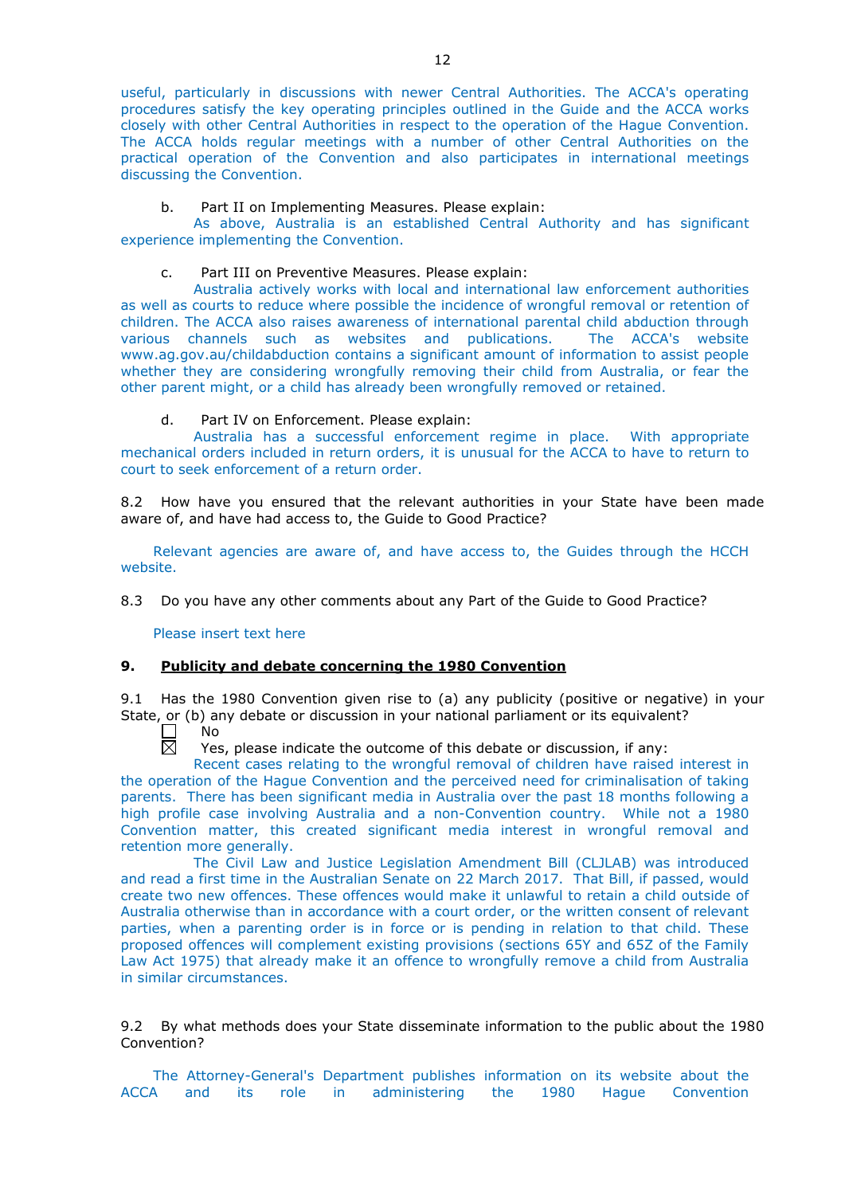useful, particularly in discussions with newer Central Authorities. The ACCA's operating procedures satisfy the key operating principles outlined in the Guide and the ACCA works closely with other Central Authorities in respect to the operation of the Hague Convention. The ACCA holds regular meetings with a number of other Central Authorities on the practical operation of the Convention and also participates in international meetings discussing the Convention.

b. Part II on Implementing Measures. Please explain:

As above, Australia is an established Central Authority and has significant experience implementing the Convention.

c. Part III on Preventive Measures. Please explain:

Australia actively works with local and international law enforcement authorities as well as courts to reduce where possible the incidence of wrongful removal or retention of children. The ACCA also raises awareness of international parental child abduction through various channels such as websites and publications. The ACCA's website www.ag.gov.au/childabduction contains a significant amount of information to assist people whether they are considering wrongfully removing their child from Australia, or fear the other parent might, or a child has already been wrongfully removed or retained.

d. Part IV on Enforcement. Please explain:

Australia has a successful enforcement regime in place. With appropriate mechanical orders included in return orders, it is unusual for the ACCA to have to return to court to seek enforcement of a return order.

8.2 How have you ensured that the relevant authorities in your State have been made aware of, and have had access to, the Guide to Good Practice?

Relevant agencies are aware of, and have access to, the Guides through the HCCH website.

8.3 Do you have any other comments about any Part of the Guide to Good Practice?

Please insert text here

## 9. Publicity and debate concerning the 1980 Convention

9.1 Has the 1980 Convention given rise to (a) any publicity (positive or negative) in your State, or (b) any debate or discussion in your national parliament or its equivalent?

☐ No

☒ Yes, please indicate the outcome of this debate or discussion, if any:

Recent cases relating to the wrongful removal of children have raised interest in the operation of the Hague Convention and the perceived need for criminalisation of taking parents. There has been significant media in Australia over the past 18 months following a high profile case involving Australia and a non-Convention country. While not a 1980 Convention matter, this created significant media interest in wrongful removal and retention more generally.

The Civil Law and Justice Legislation Amendment Bill (CLJLAB) was introduced and read a first time in the Australian Senate on 22 March 2017. That Bill, if passed, would create two new offences. These offences would make it unlawful to retain a child outside of Australia otherwise than in accordance with a court order, or the written consent of relevant parties, when a parenting order is in force or is pending in relation to that child. These proposed offences will complement existing provisions (sections 65Y and 65Z of the Family Law Act 1975) that already make it an offence to wrongfully remove a child from Australia in similar circumstances.

9.2 By what methods does your State disseminate information to the public about the 1980 Convention?

The Attorney-General's Department publishes information on its website about the ACCA and its role in administering the 1980 Hague Convention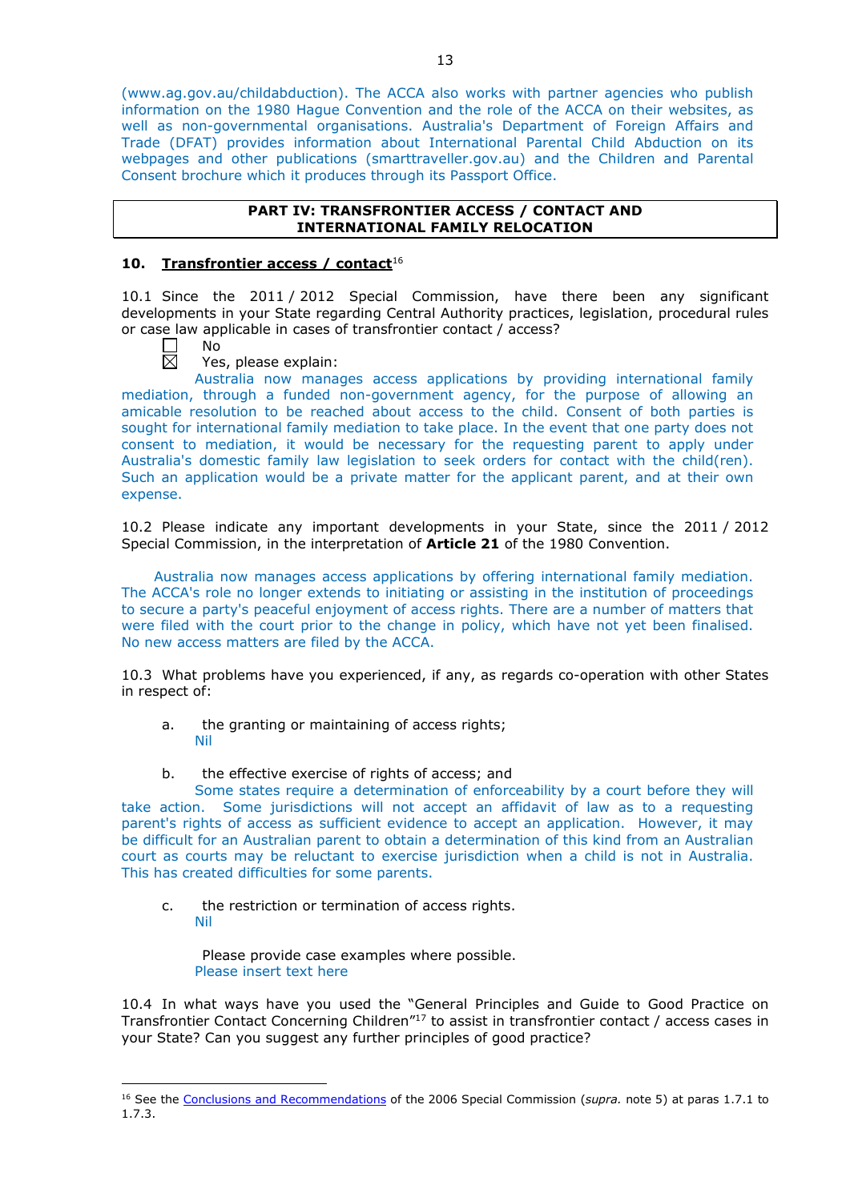(www.ag.gov.au/childabduction). The ACCA also works with partner agencies who publish information on the 1980 Hague Convention and the role of the ACCA on their websites, as well as non-governmental organisations. Australia's Department of Foreign Affairs and Trade (DFAT) provides information about International Parental Child Abduction on its webpages and other publications (smarttraveller.gov.au) and the Children and Parental Consent brochure which it produces through its Passport Office.

## PART IV: TRANSFRONTIER ACCESS / CONTACT AND INTERNATIONAL FAMILY RELOCATION

### 10. Transfrontier access / contact[16]

10.1 Since the 2011 / 2012 Special Commission, have there been any significant developments in your State regarding Central Authority practices, legislation, procedural rules or case law applicable in cases of transfrontier contact / access?

☐ No

☒ Yes, please explain:

Australia now manages access applications by providing international family mediation, through a funded non-government agency, for the purpose of allowing an amicable resolution to be reached about access to the child. Consent of both parties is sought for international family mediation to take place. In the event that one party does not consent to mediation, it would be necessary for the requesting parent to apply under Australia's domestic family law legislation to seek orders for contact with the child(ren). Such an application would be a private matter for the applicant parent, and at their own expense.

10.2 Please indicate any important developments in your State, since the 2011 / 2012 Special Commission, in the interpretation of **Article 21** of the 1980 Convention.

Australia now manages access applications by offering international family mediation. The ACCA's role no longer extends to initiating or assisting in the institution of proceedings to secure a party's peaceful enjoyment of access rights. There are a number of matters that were filed with the court prior to the change in policy, which have not yet been finalised. No new access matters are filed by the ACCA.

10.3 What problems have you experienced, if any, as regards co-operation with other States in respect of:

a. the granting or maintaining of access rights;
Nil

b. the effective exercise of rights of access; and
Some states require a determination of enforceability by a court before they will take action. Some jurisdictions will not accept an affidavit of law as to a requesting parent's rights of access as sufficient evidence to accept an application. However, it may be difficult for an Australian parent to obtain a determination of this kind from an Australian court as courts may be reluctant to exercise jurisdiction when a child is not in Australia. This has created difficulties for some parents.

c. the restriction or termination of access rights.
Nil

Please provide case examples where possible.
Please insert text here

10.4 In what ways have you used the "General Principles and Guide to Good Practice on Transfrontier Contact Concerning Children"[17] to assist in transfrontier contact / access cases in your State? Can you suggest any further principles of good practice?

---

[16] See the Conclusions and Recommendations of the 2006 Special Commission (*supra.* note 5) at paras 1.7.1 to 1.7.3.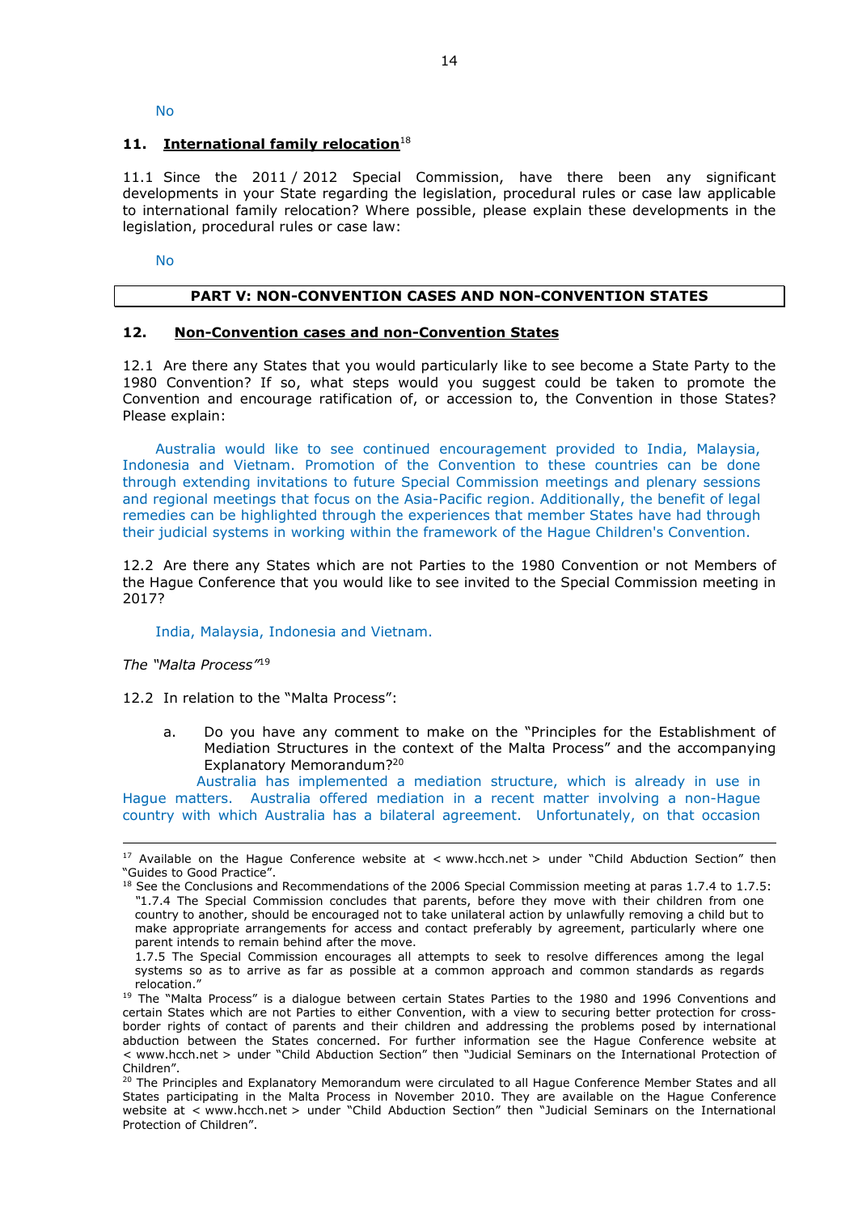No

## 11. International family relocation[18]

11.1 Since the 2011 / 2012 Special Commission, have there been any significant developments in your State regarding the legislation, procedural rules or case law applicable to international family relocation? Where possible, please explain these developments in the legislation, procedural rules or case law:

No

## PART V: NON-CONVENTION CASES AND NON-CONVENTION STATES

## 12. Non-Convention cases and non-Convention States

12.1 Are there any States that you would particularly like to see become a State Party to the 1980 Convention? If so, what steps would you suggest could be taken to promote the Convention and encourage ratification of, or accession to, the Convention in those States? Please explain:

Australia would like to see continued encouragement provided to India, Malaysia, Indonesia and Vietnam. Promotion of the Convention to these countries can be done through extending invitations to future Special Commission meetings and plenary sessions and regional meetings that focus on the Asia-Pacific region. Additionally, the benefit of legal remedies can be highlighted through the experiences that member States have had through their judicial systems in working within the framework of the Hague Children's Convention.

12.2 Are there any States which are not Parties to the 1980 Convention or not Members of the Hague Conference that you would like to see invited to the Special Commission meeting in 2017?

India, Malaysia, Indonesia and Vietnam.

*The "Malta Process"*[19]

12.2 In relation to the "Malta Process":

a. Do you have any comment to make on the "Principles for the Establishment of Mediation Structures in the context of the Malta Process" and the accompanying Explanatory Memorandum?[20]

Australia has implemented a mediation structure, which is already in use in Hague matters. Australia offered mediation in a recent matter involving a non-Hague country with which Australia has a bilateral agreement. Unfortunately, on that occasion

---

[17] Available on the Hague Conference website at < www.hcch.net > under "Child Abduction Section" then "Guides to Good Practice".

[18] See the Conclusions and Recommendations of the 2006 Special Commission meeting at paras 1.7.4 to 1.7.5: "1.7.4 The Special Commission concludes that parents, before they move with their children from one country to another, should be encouraged not to take unilateral action by unlawfully removing a child but to make appropriate arrangements for access and contact preferably by agreement, particularly where one parent intends to remain behind after the move.
1.7.5 The Special Commission encourages all attempts to seek to resolve differences among the legal systems so as to arrive as far as possible at a common approach and common standards as regards relocation."

[19] The "Malta Process" is a dialogue between certain States Parties to the 1980 and 1996 Conventions and certain States which are not Parties to either Convention, with a view to securing better protection for cross-border rights of contact of parents and their children and addressing the problems posed by international abduction between the States concerned. For further information see the Hague Conference website at < www.hcch.net > under "Child Abduction Section" then "Judicial Seminars on the International Protection of Children".

[20] The Principles and Explanatory Memorandum were circulated to all Hague Conference Member States and all States participating in the Malta Process in November 2010. They are available on the Hague Conference website at < www.hcch.net > under "Child Abduction Section" then "Judicial Seminars on the International Protection of Children".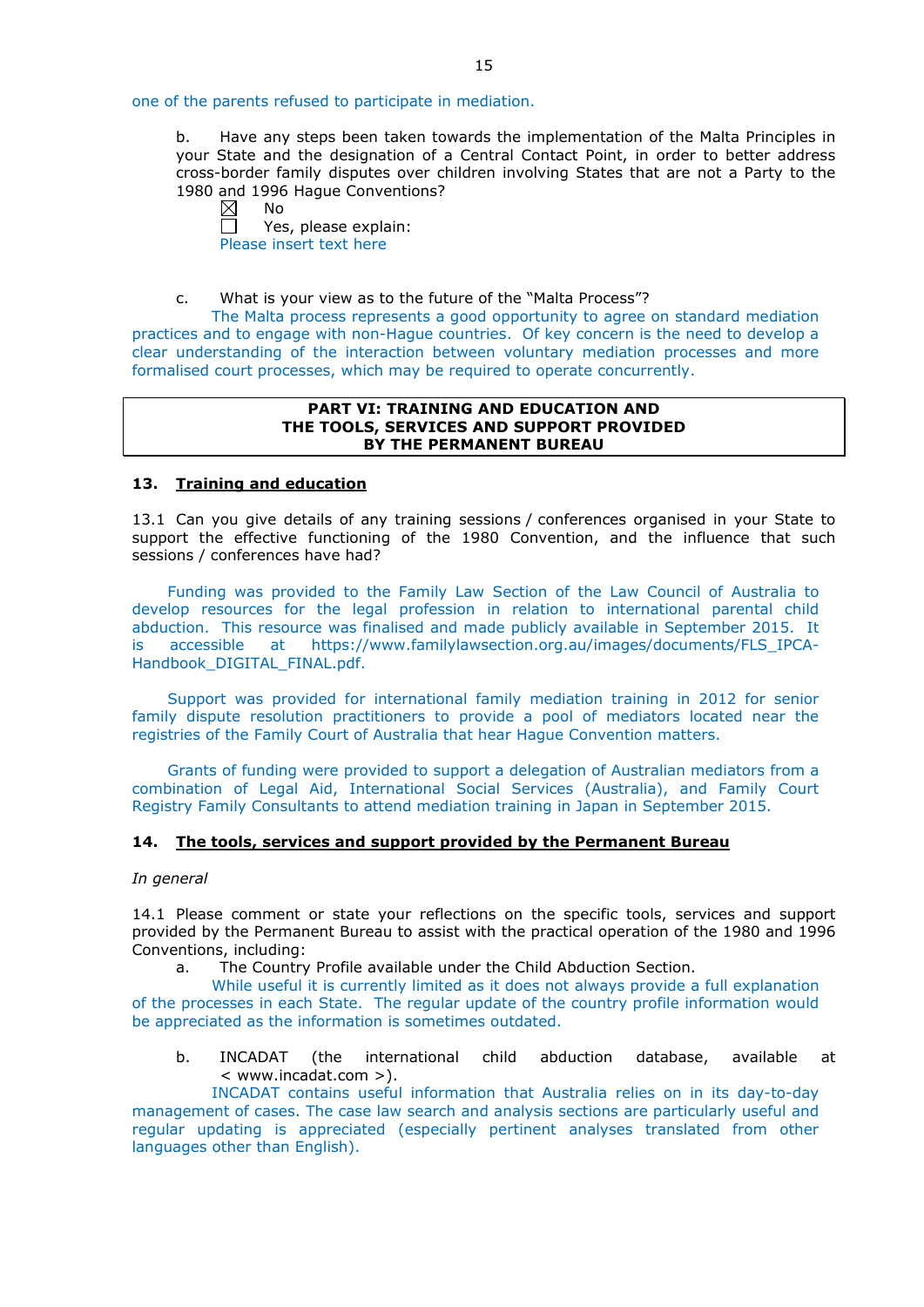one of the parents refused to participate in mediation.

b. Have any steps been taken towards the implementation of the Malta Principles in your State and the designation of a Central Contact Point, in order to better address cross-border family disputes over children involving States that are not a Party to the 1980 and 1996 Hague Conventions?

☒ No

☐ Yes, please explain:

Please insert text here

c. What is your view as to the future of the "Malta Process"?

The Malta process represents a good opportunity to agree on standard mediation practices and to engage with non-Hague countries. Of key concern is the need to develop a clear understanding of the interaction between voluntary mediation processes and more formalised court processes, which may be required to operate concurrently.

## PART VI: TRAINING AND EDUCATION AND THE TOOLS, SERVICES AND SUPPORT PROVIDED BY THE PERMANENT BUREAU

### 13. Training and education

13.1 Can you give details of any training sessions / conferences organised in your State to support the effective functioning of the 1980 Convention, and the influence that such sessions / conferences have had?

Funding was provided to the Family Law Section of the Law Council of Australia to develop resources for the legal profession in relation to international parental child abduction. This resource was finalised and made publicly available in September 2015. It is accessible at https://www.familylawsection.org.au/images/documents/FLS_IPCA-Handbook_DIGITAL_FINAL.pdf.

Support was provided for international family mediation training in 2012 for senior family dispute resolution practitioners to provide a pool of mediators located near the registries of the Family Court of Australia that hear Hague Convention matters.

Grants of funding were provided to support a delegation of Australian mediators from a combination of Legal Aid, International Social Services (Australia), and Family Court Registry Family Consultants to attend mediation training in Japan in September 2015.

### 14. The tools, services and support provided by the Permanent Bureau

*In general*

14.1 Please comment or state your reflections on the specific tools, services and support provided by the Permanent Bureau to assist with the practical operation of the 1980 and 1996 Conventions, including:

a. The Country Profile available under the Child Abduction Section.

While useful it is currently limited as it does not always provide a full explanation of the processes in each State. The regular update of the country profile information would be appreciated as the information is sometimes outdated.

b. INCADAT (the international child abduction database, available at < www.incadat.com >).

INCADAT contains useful information that Australia relies on in its day-to-day management of cases. The case law search and analysis sections are particularly useful and regular updating is appreciated (especially pertinent analyses translated from other languages other than English).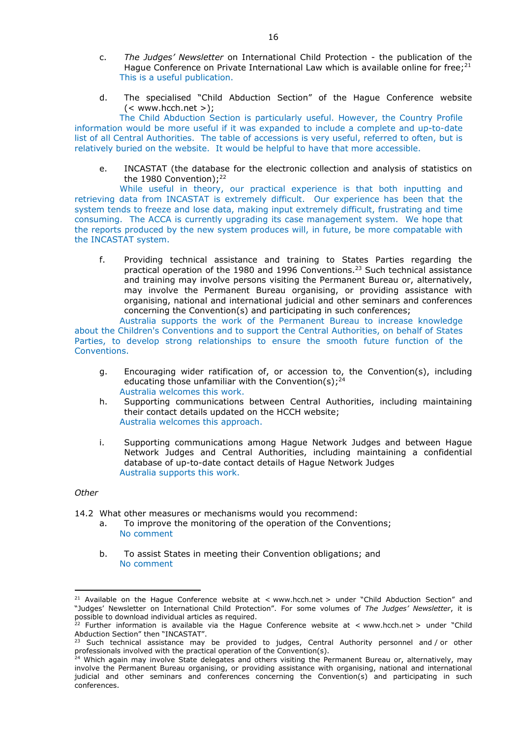c. *The Judges' Newsletter* on International Child Protection - the publication of the Hague Conference on Private International Law which is available online for free;[21]
This is a useful publication.

d. The specialised "Child Abduction Section" of the Hague Conference website (< www.hcch.net >);
The Child Abduction Section is particularly useful. However, the Country Profile information would be more useful if it was expanded to include a complete and up-to-date list of all Central Authorities. The table of accessions is very useful, referred to often, but is relatively buried on the website. It would be helpful to have that more accessible.

e. INCASTAT (the database for the electronic collection and analysis of statistics on the 1980 Convention);[22]
While useful in theory, our practical experience is that both inputting and retrieving data from INCASTAT is extremely difficult. Our experience has been that the system tends to freeze and lose data, making input extremely difficult, frustrating and time consuming. The ACCA is currently upgrading its case management system. We hope that the reports produced by the new system produces will, in future, be more compatable with the INCASTAT system.

f. Providing technical assistance and training to States Parties regarding the practical operation of the 1980 and 1996 Conventions.[23] Such technical assistance and training may involve persons visiting the Permanent Bureau or, alternatively, may involve the Permanent Bureau organising, or providing assistance with organising, national and international judicial and other seminars and conferences concerning the Convention(s) and participating in such conferences;
Australia supports the work of the Permanent Bureau to increase knowledge about the Children's Conventions and to support the Central Authorities, on behalf of States Parties, to develop strong relationships to ensure the smooth future function of the Conventions.

g. Encouraging wider ratification of, or accession to, the Convention(s), including educating those unfamiliar with the Convention(s);[24]
Australia welcomes this work.

h. Supporting communications between Central Authorities, including maintaining their contact details updated on the HCCH website;
Australia welcomes this approach.

i. Supporting communications among Hague Network Judges and between Hague Network Judges and Central Authorities, including maintaining a confidential database of up-to-date contact details of Hague Network Judges
Australia supports this work.

*Other*

14.2 What other measures or mechanisms would you recommend:

a. To improve the monitoring of the operation of the Conventions;
No comment

b. To assist States in meeting their Convention obligations; and
No comment

---

[21] Available on the Hague Conference website at < www.hcch.net > under "Child Abduction Section" and "Judges' Newsletter on International Child Protection". For some volumes of *The Judges' Newsletter*, it is possible to download individual articles as required.

[22] Further information is available via the Hague Conference website at < www.hcch.net > under "Child Abduction Section" then "INCASTAT".

[23] Such technical assistance may be provided to judges, Central Authority personnel and / or other professionals involved with the practical operation of the Convention(s).

[24] Which again may involve State delegates and others visiting the Permanent Bureau or, alternatively, may involve the Permanent Bureau organising, or providing assistance with organising, national and international judicial and other seminars and conferences concerning the Convention(s) and participating in such conferences.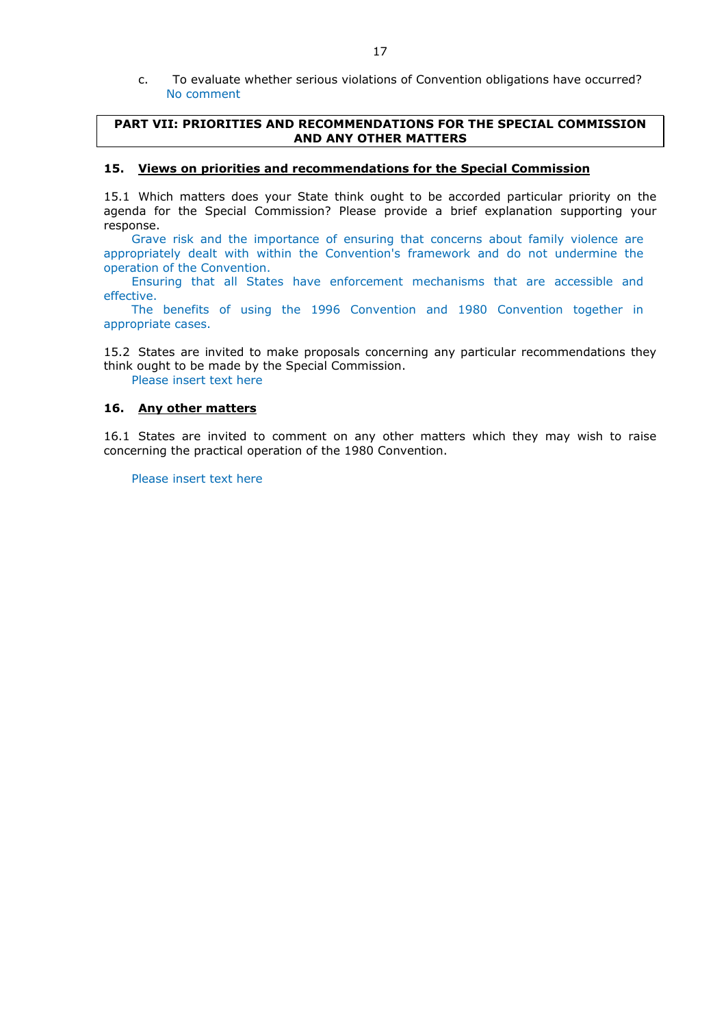c. To evaluate whether serious violations of Convention obligations have occurred?
No comment

## PART VII: PRIORITIES AND RECOMMENDATIONS FOR THE SPECIAL COMMISSION AND ANY OTHER MATTERS

### 15. Views on priorities and recommendations for the Special Commission

15.1 Which matters does your State think ought to be accorded particular priority on the agenda for the Special Commission? Please provide a brief explanation supporting your response.

Grave risk and the importance of ensuring that concerns about family violence are appropriately dealt with within the Convention's framework and do not undermine the operation of the Convention.

Ensuring that all States have enforcement mechanisms that are accessible and effective.

The benefits of using the 1996 Convention and 1980 Convention together in appropriate cases.

15.2 States are invited to make proposals concerning any particular recommendations they think ought to be made by the Special Commission.

Please insert text here

### 16. Any other matters

16.1 States are invited to comment on any other matters which they may wish to raise concerning the practical operation of the 1980 Convention.

Please insert text here